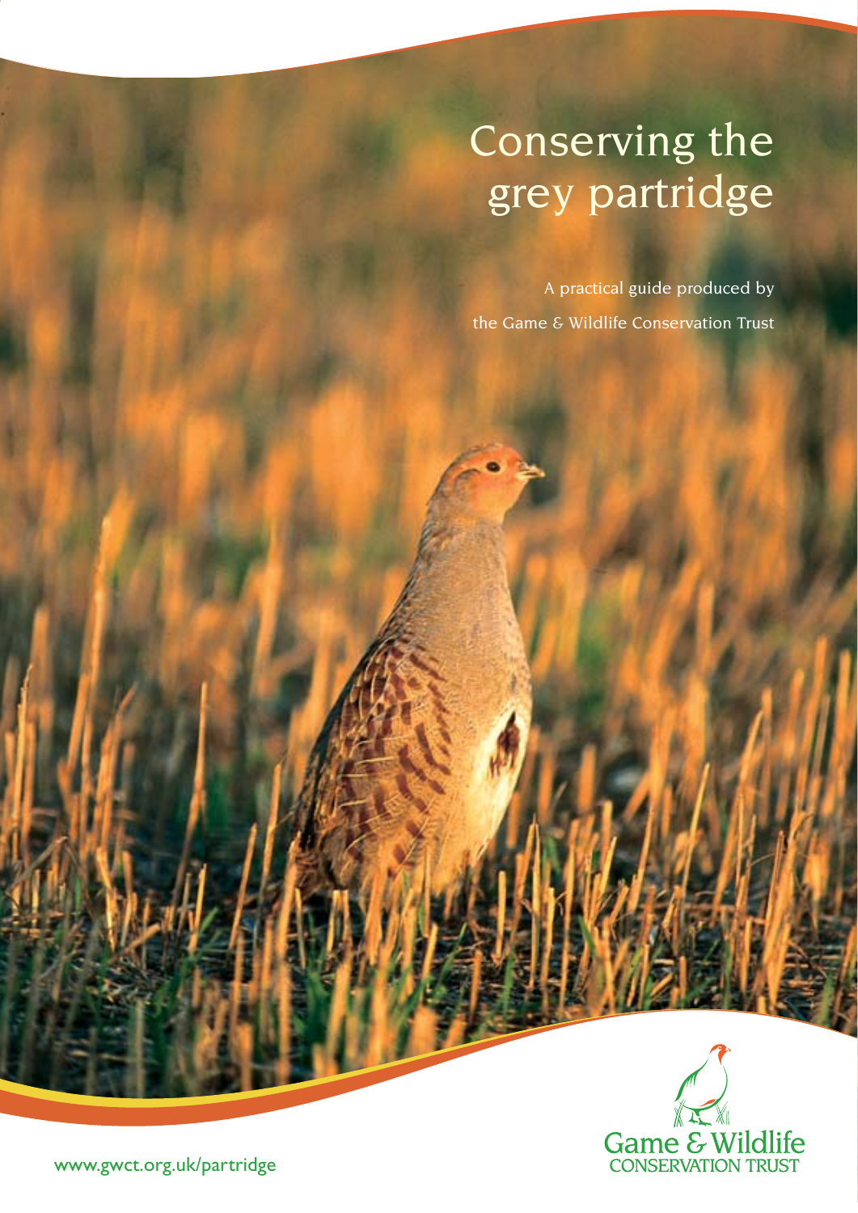# Conserving the grey partridge

A practical guide produced by

the Game & Wildlife Conservation Trust

Game & Wildlife
CONSERVATION TRUST

www.gwct.org.uk/partridge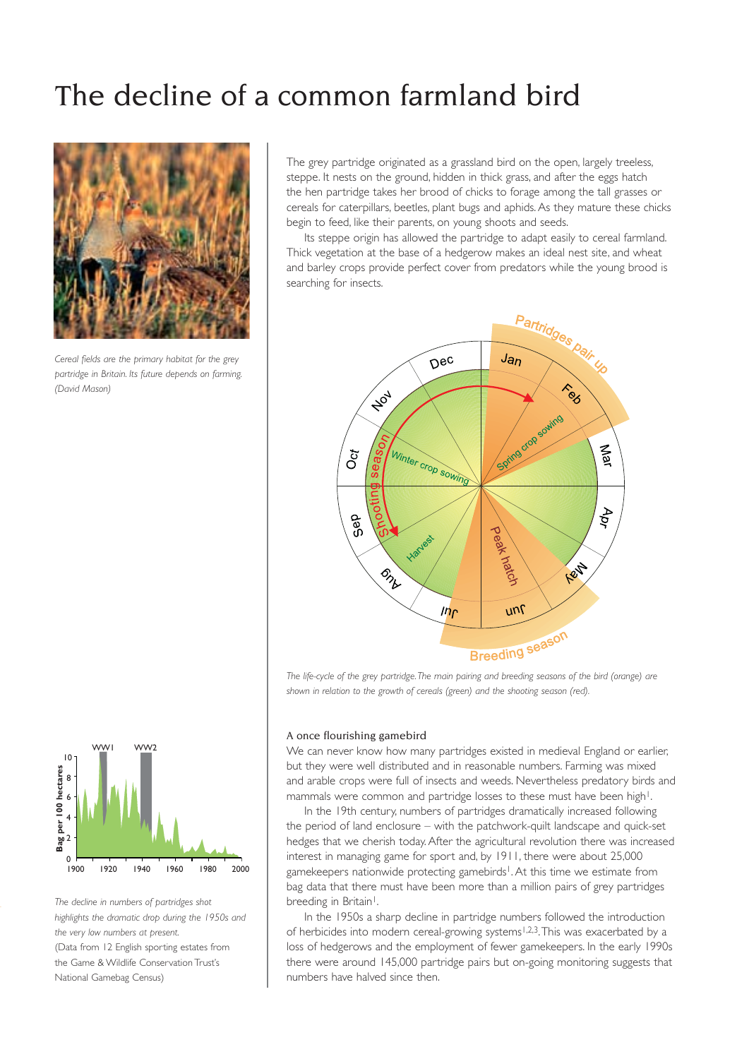# The decline of a common farmland bird

*Cereal fields are the primary habitat for the grey partridge in Britain. Its future depends on farming. (David Mason)*

The grey partridge originated as a grassland bird on the open, largely treeless, steppe. It nests on the ground, hidden in thick grass, and after the eggs hatch the hen partridge takes her brood of chicks to forage among the tall grasses or cereals for caterpillars, beetles, plant bugs and aphids. As they mature these chicks begin to feed, like their parents, on young shoots and seeds.

Its steppe origin has allowed the partridge to adapt easily to cereal farmland. Thick vegetation at the base of a hedgerow makes an ideal nest site, and wheat and barley crops provide perfect cover from predators while the young brood is searching for insects.

*The life-cycle of the grey partridge. The main pairing and breeding seasons of the bird (orange) are shown in relation to the growth of cereals (green) and the shooting season (red).*

*The decline in numbers of partridges shot highlights the dramatic drop during the 1950s and the very low numbers at present.*
(Data from 12 English sporting estates from the Game & Wildlife Conservation Trust's National Gamebag Census)

### A once flourishing gamebird

We can never know how many partridges existed in medieval England or earlier, but they were well distributed and in reasonable numbers. Farming was mixed and arable crops were full of insects and weeds. Nevertheless predatory birds and mammals were common and partridge losses to these must have been high[1].

In the 19th century, numbers of partridges dramatically increased following the period of land enclosure – with the patchwork-quilt landscape and quick-set hedges that we cherish today. After the agricultural revolution there was increased interest in managing game for sport and, by 1911, there were about 25,000 gamekeepers nationwide protecting gamebirds[1]. At this time we estimate from bag data that there must have been more than a million pairs of grey partridges breeding in Britain[1].

In the 1950s a sharp decline in partridge numbers followed the introduction of herbicides into modern cereal-growing systems[1,2,3]. This was exacerbated by a loss of hedgerows and the employment of fewer gamekeepers. In the early 1990s there were around 145,000 partridge pairs but on-going monitoring suggests that numbers have halved since then.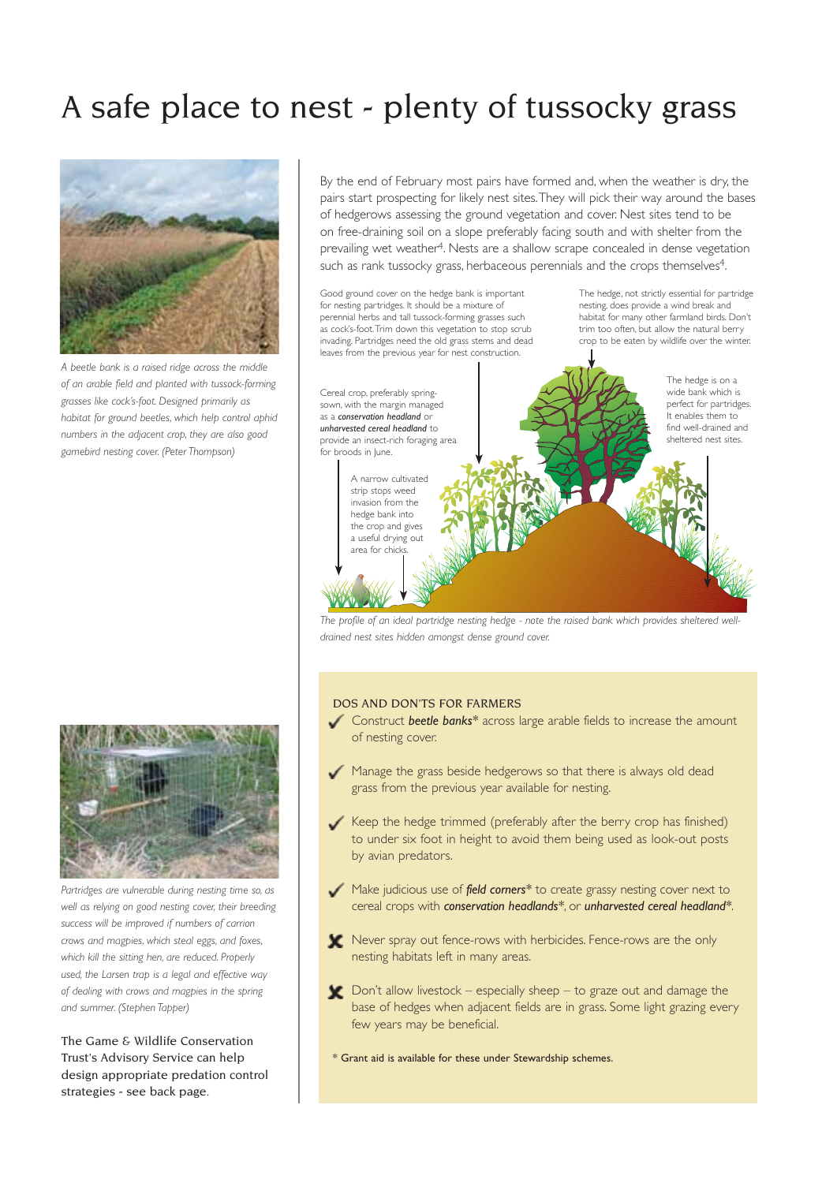# A safe place to nest - plenty of tussocky grass

*A beetle bank is a raised ridge across the middle of an arable field and planted with tussock-forming grasses like cock's-foot. Designed primarily as habitat for ground beetles, which help control aphid numbers in the adjacent crop, they are also good gamebird nesting cover. (Peter Thompson)*

By the end of February most pairs have formed and, when the weather is dry, the pairs start prospecting for likely nest sites. They will pick their way around the bases of hedgerows assessing the ground vegetation and cover. Nest sites tend to be on free-draining soil on a slope preferably facing south and with shelter from the prevailing wet weather[4]. Nests are a shallow scrape concealed in dense vegetation such as rank tussocky grass, herbaceous perennials and the crops themselves[4].

Good ground cover on the hedge bank is important for nesting partridges. It should be a mixture of perennial herbs and tall tussock-forming grasses such as cock's-foot. Trim down this vegetation to stop scrub invading. Partridges need the old grass stems and dead leaves from the previous year for nest construction.

The hedge, not strictly essential for partridge nesting, does provide a wind break and habitat for many other farmland birds. Don't trim too often, but allow the natural berry crop to be eaten by wildlife over the winter.

Cereal crop, preferably spring-sown, with the margin managed as a ***conservation headland*** or ***unharvested cereal headland*** to provide an insect-rich foraging area for broods in June.

The hedge is on a wide bank which is perfect for partridges. It enables them to find well-drained and sheltered nest sites.

A narrow cultivated strip stops weed invasion from the hedge bank into the crop and gives a useful drying out area for chicks.

*The profile of an ideal partridge nesting hedge - note the raised bank which provides sheltered well-drained nest sites hidden amongst dense ground cover.*

*Partridges are vulnerable during nesting time so, as well as relying on good nesting cover, their breeding success will be improved if numbers of carrion crows and magpies, which steal eggs, and foxes, which kill the sitting hen, are reduced. Properly used, the Larsen trap is a legal and effective way of dealing with crows and magpies in the spring and summer. (Stephen Tapper)*

The Game & Wildlife Conservation Trust's Advisory Service can help design appropriate predation control strategies - see back page.

## DOS AND DON'TS FOR FARMERS

- ✔ Construct ***beetle banks**** across large arable fields to increase the amount of nesting cover.
- ✔ Manage the grass beside hedgerows so that there is always old dead grass from the previous year available for nesting.
- ✔ Keep the hedge trimmed (preferably after the berry crop has finished) to under six foot in height to avoid them being used as look-out posts by avian predators.
- ✔ Make judicious use of ***field corners**** to create grassy nesting cover next to cereal crops with ***conservation headlands****, or ***unharvested cereal headland****.
- ✘ Never spray out fence-rows with herbicides. Fence-rows are the only nesting habitats left in many areas.
- ✘ Don't allow livestock – especially sheep – to graze out and damage the base of hedges when adjacent fields are in grass. Some light grazing every few years may be beneficial.

\* Grant aid is available for these under Stewardship schemes.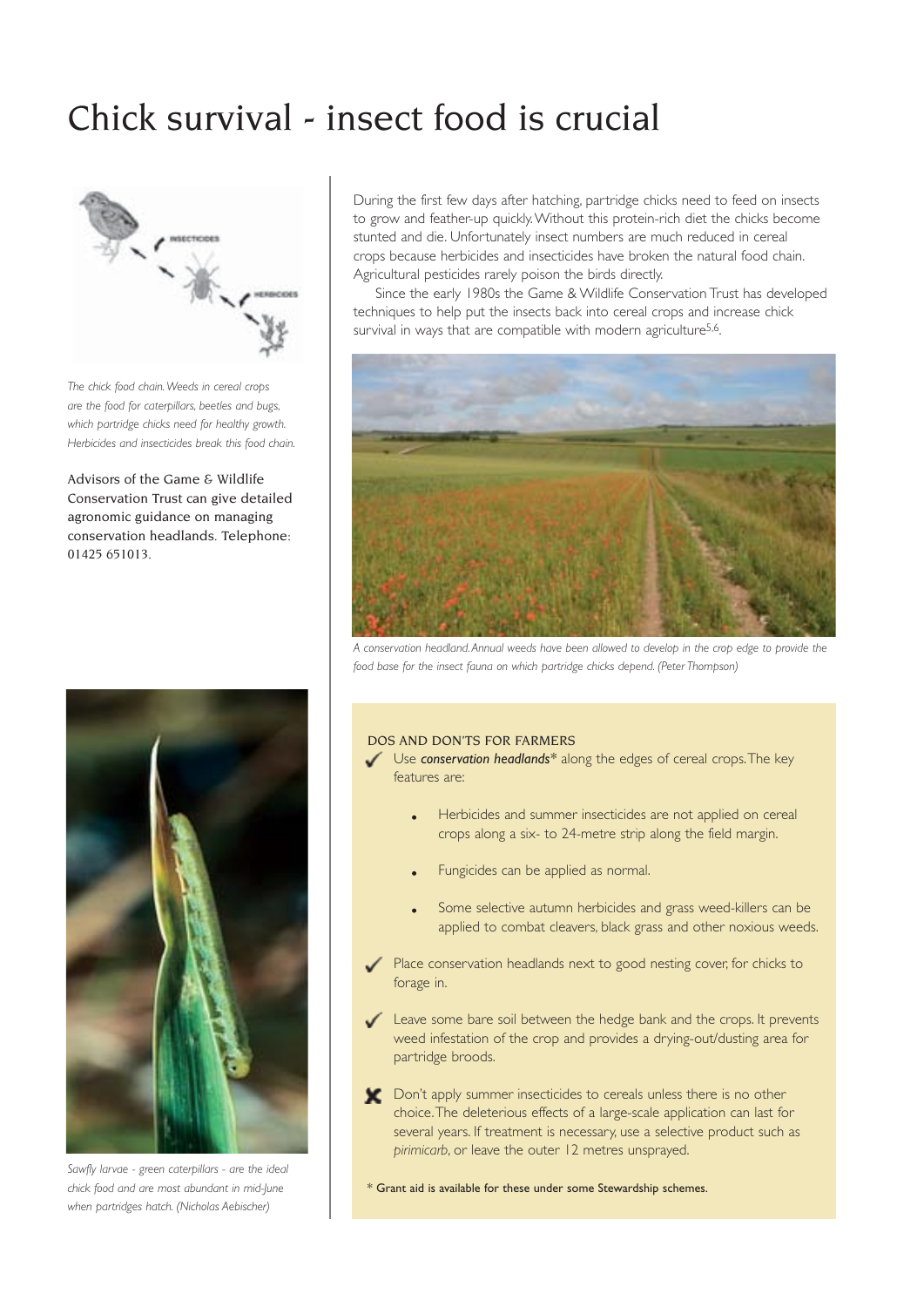# Chick survival - insect food is crucial

The chick food chain. Weeds in cereal crops are the food for caterpillars, beetles and bugs, which partridge chicks need for healthy growth. Herbicides and insecticides break this food chain.

Advisors of the Game & Wildlife Conservation Trust can give detailed agronomic guidance on managing conservation headlands. Telephone: 01425 651013.

Sawfly larvae - green caterpillars - are the ideal chick food and are most abundant in mid-June when partridges hatch. (Nicholas Aebischer)

During the first few days after hatching, partridge chicks need to feed on insects to grow and feather-up quickly. Without this protein-rich diet the chicks become stunted and die. Unfortunately insect numbers are much reduced in cereal crops because herbicides and insecticides have broken the natural food chain. Agricultural pesticides rarely poison the birds directly.

Since the early 1980s the Game & Wildlife Conservation Trust has developed techniques to help put the insects back into cereal crops and increase chick survival in ways that are compatible with modern agriculture[5,6].

*A conservation headland. Annual weeds have been allowed to develop in the crop edge to provide the food base for the insect fauna on which partridge chicks depend. (Peter Thompson)*

## DOS AND DON'TS FOR FARMERS

✓ Use ***conservation headlands**** along the edges of cereal crops. The key features are:

- Herbicides and summer insecticides are not applied on cereal crops along a six- to 24-metre strip along the field margin.
- Fungicides can be applied as normal.
- Some selective autumn herbicides and grass weed-killers can be applied to combat cleavers, black grass and other noxious weeds.

✓ Place conservation headlands next to good nesting cover, for chicks to forage in.

✓ Leave some bare soil between the hedge bank and the crops. It prevents weed infestation of the crop and provides a drying-out/dusting area for partridge broods.

✗ Don't apply summer insecticides to cereals unless there is no other choice. The deleterious effects of a large-scale application can last for several years. If treatment is necessary, use a selective product such as *pirimicarb*, or leave the outer 12 metres unsprayed.

\* Grant aid is available for these under some Stewardship schemes.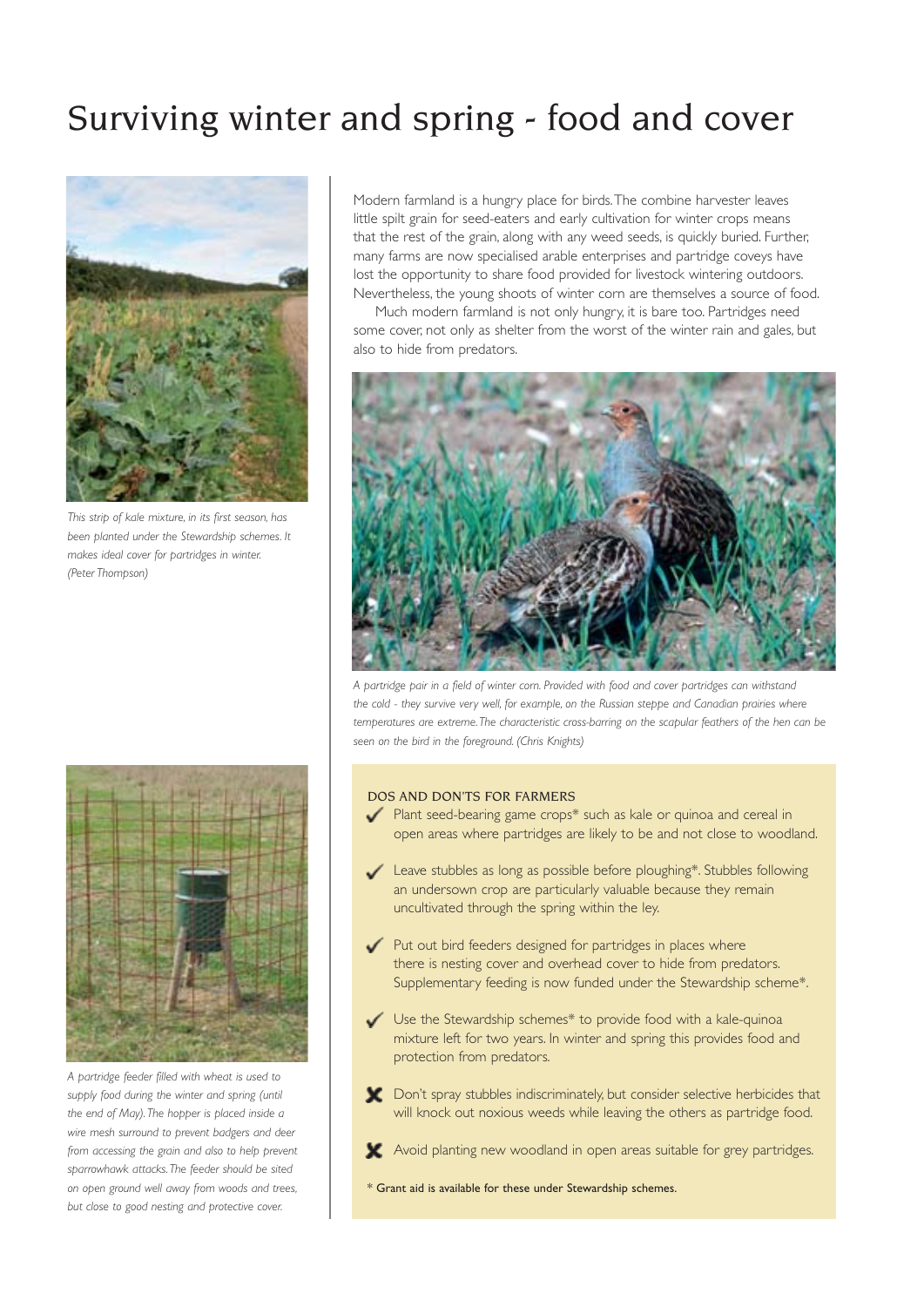# Surviving winter and spring - food and cover

Modern farmland is a hungry place for birds. The combine harvester leaves little spilt grain for seed-eaters and early cultivation for winter crops means that the rest of the grain, along with any weed seeds, is quickly buried. Further, many farms are now specialised arable enterprises and partridge coveys have lost the opportunity to share food provided for livestock wintering outdoors. Nevertheless, the young shoots of winter corn are themselves a source of food.

Much modern farmland is not only hungry, it is bare too. Partridges need some cover, not only as shelter from the worst of the winter rain and gales, but also to hide from predators.

*This strip of kale mixture, in its first season, has been planted under the Stewardship schemes. It makes ideal cover for partridges in winter. (Peter Thompson)*

*A partridge pair in a field of winter corn. Provided with food and cover partridges can withstand the cold - they survive very well, for example, on the Russian steppe and Canadian prairies where temperatures are extreme. The characteristic cross-barring on the scapular feathers of the hen can be seen on the bird in the foreground. (Chris Knights)*

*A partridge feeder filled with wheat is used to supply food during the winter and spring (until the end of May). The hopper is placed inside a wire mesh surround to prevent badgers and deer from accessing the grain and also to help prevent sparrowhawk attacks. The feeder should be sited on open ground well away from woods and trees, but close to good nesting and protective cover.*

## DOS AND DON'TS FOR FARMERS

- ✔ Plant seed-bearing game crops* such as kale or quinoa and cereal in open areas where partridges are likely to be and not close to woodland.
- ✔ Leave stubbles as long as possible before ploughing*. Stubbles following an undersown crop are particularly valuable because they remain uncultivated through the spring within the ley.
- ✔ Put out bird feeders designed for partridges in places where there is nesting cover and overhead cover to hide from predators. Supplementary feeding is now funded under the Stewardship scheme*.
- ✔ Use the Stewardship schemes* to provide food with a kale-quinoa mixture left for two years. In winter and spring this provides food and protection from predators.
- ✘ Don't spray stubbles indiscriminately, but consider selective herbicides that will knock out noxious weeds while leaving the others as partridge food.
- ✘ Avoid planting new woodland in open areas suitable for grey partridges.

\* Grant aid is available for these under Stewardship schemes.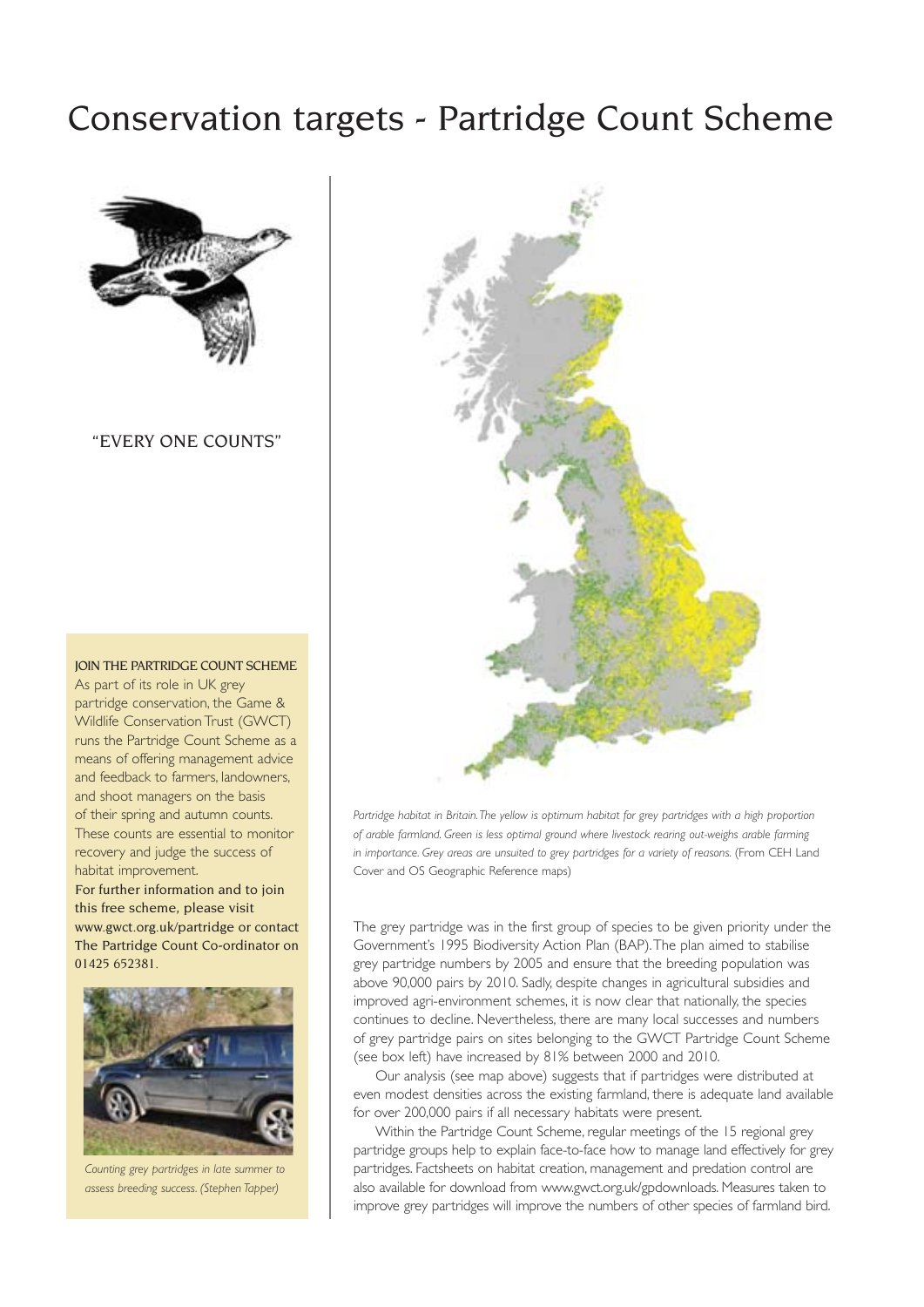# Conservation targets - Partridge Count Scheme

"EVERY ONE COUNTS"

**JOIN THE PARTRIDGE COUNT SCHEME**

As part of its role in UK grey partridge conservation, the Game & Wildlife Conservation Trust (GWCT) runs the Partridge Count Scheme as a means of offering management advice and feedback to farmers, landowners, and shoot managers on the basis of their spring and autumn counts. These counts are essential to monitor recovery and judge the success of habitat improvement.

For further information and to join this free scheme, please visit www.gwct.org.uk/partridge or contact The Partridge Count Co-ordinator on 01425 652381.

*Counting grey partridges in late summer to assess breeding success. (Stephen Tapper)*

*Partridge habitat in Britain. The yellow is optimum habitat for grey partridges with a high proportion of arable farmland. Green is less optimal ground where livestock rearing out-weighs arable farming in importance. Grey areas are unsuited to grey partridges for a variety of reasons.* (From CEH Land Cover and OS Geographic Reference maps)

The grey partridge was in the first group of species to be given priority under the Government's 1995 Biodiversity Action Plan (BAP). The plan aimed to stabilise grey partridge numbers by 2005 and ensure that the breeding population was above 90,000 pairs by 2010. Sadly, despite changes in agricultural subsidies and improved agri-environment schemes, it is now clear that nationally, the species continues to decline. Nevertheless, there are many local successes and numbers of grey partridge pairs on sites belonging to the GWCT Partridge Count Scheme (see box left) have increased by 81% between 2000 and 2010.

Our analysis (see map above) suggests that if partridges were distributed at even modest densities across the existing farmland, there is adequate land available for over 200,000 pairs if all necessary habitats were present.

Within the Partridge Count Scheme, regular meetings of the 15 regional grey partridge groups help to explain face-to-face how to manage land effectively for grey partridges. Factsheets on habitat creation, management and predation control are also available for download from www.gwct.org.uk/gpdownloads. Measures taken to improve grey partridges will improve the numbers of other species of farmland bird.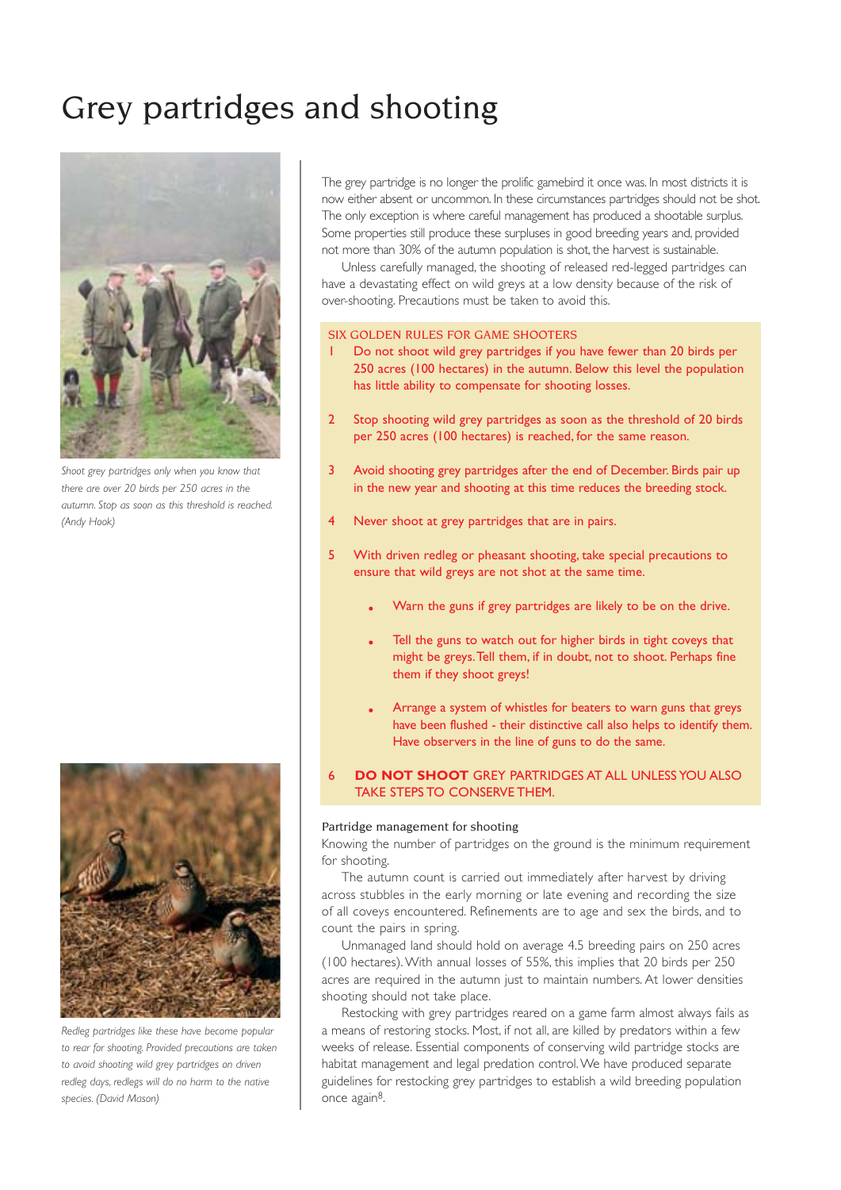# Grey partridges and shooting

*Shoot grey partridges only when you know that there are over 20 birds per 250 acres in the autumn. Stop as soon as this threshold is reached. (Andy Hook)*

*Redleg partridges like these have become popular to rear for shooting. Provided precautions are taken to avoid shooting wild grey partridges on driven redleg days, redlegs will do no harm to the native species. (David Mason)*

The grey partridge is no longer the prolific gamebird it once was. In most districts it is now either absent or uncommon. In these circumstances partridges should not be shot. The only exception is where careful management has produced a shootable surplus. Some properties still produce these surpluses in good breeding years and, provided not more than 30% of the autumn population is shot, the harvest is sustainable.

Unless carefully managed, the shooting of released red-legged partridges can have a devastating effect on wild greys at a low density because of the risk of over-shooting. Precautions must be taken to avoid this.

## SIX GOLDEN RULES FOR GAME SHOOTERS

1. Do not shoot wild grey partridges if you have fewer than 20 birds per 250 acres (100 hectares) in the autumn. Below this level the population has little ability to compensate for shooting losses.

2. Stop shooting wild grey partridges as soon as the threshold of 20 birds per 250 acres (100 hectares) is reached, for the same reason.

3. Avoid shooting grey partridges after the end of December. Birds pair up in the new year and shooting at this time reduces the breeding stock.

4. Never shoot at grey partridges that are in pairs.

5. With driven redleg or pheasant shooting, take special precautions to ensure that wild greys are not shot at the same time.
   - Warn the guns if grey partridges are likely to be on the drive.
   - Tell the guns to watch out for higher birds in tight coveys that might be greys. Tell them, if in doubt, not to shoot. Perhaps fine them if they shoot greys!
   - Arrange a system of whistles for beaters to warn guns that greys have been flushed - their distinctive call also helps to identify them. Have observers in the line of guns to do the same.

6. **DO NOT SHOOT** GREY PARTRIDGES AT ALL UNLESS YOU ALSO TAKE STEPS TO CONSERVE THEM.

### Partridge management for shooting

Knowing the number of partridges on the ground is the minimum requirement for shooting.

The autumn count is carried out immediately after harvest by driving across stubbles in the early morning or late evening and recording the size of all coveys encountered. Refinements are to age and sex the birds, and to count the pairs in spring.

Unmanaged land should hold on average 4.5 breeding pairs on 250 acres (100 hectares). With annual losses of 55%, this implies that 20 birds per 250 acres are required in the autumn just to maintain numbers. At lower densities shooting should not take place.

Restocking with grey partridges reared on a game farm almost always fails as a means of restoring stocks. Most, if not all, are killed by predators within a few weeks of release. Essential components of conserving wild partridge stocks are habitat management and legal predation control. We have produced separate guidelines for restocking grey partridges to establish a wild breeding population once again[8].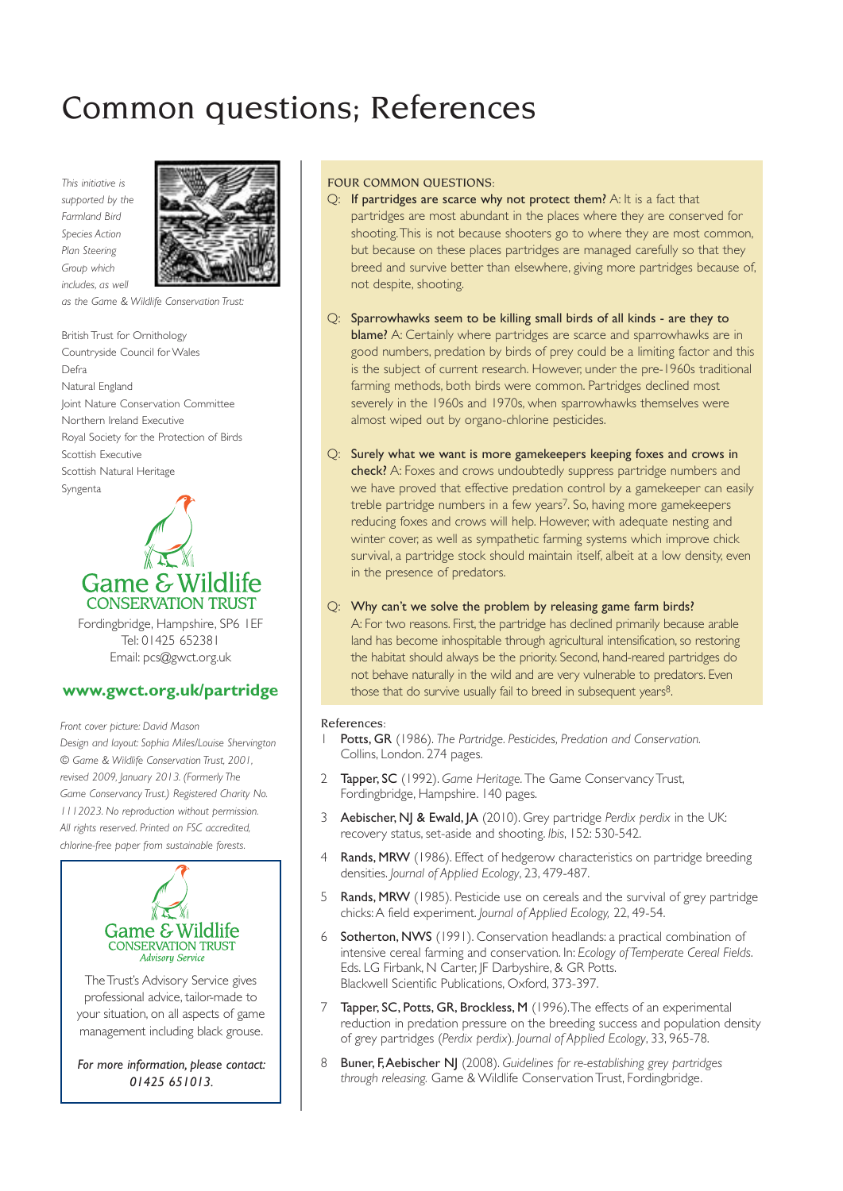# Common questions; References

*This initiative is supported by the Farmland Bird Species Action Plan Steering Group which includes, as well as the Game & Wildlife Conservation Trust:*

British Trust for Ornithology
Countryside Council for Wales
Defra
Natural England
Joint Nature Conservation Committee
Northern Ireland Executive
Royal Society for the Protection of Birds
Scottish Executive
Scottish Natural Heritage
Syngenta

Game & Wildlife
CONSERVATION TRUST
Fordingbridge, Hampshire, SP6 1EF
Tel: 01425 652381
Email: pcs@gwct.org.uk

**www.gwct.org.uk/partridge**

*Front cover picture: David Mason*
*Design and layout: Sophia Miles/Louise Shervington*
*© Game & Wildlife Conservation Trust, 2001, revised 2009, January 2013. (Formerly The Game Conservancy Trust.) Registered Charity No. 1112023. No reproduction without permission. All rights reserved. Printed on FSC accredited, chlorine-free paper from sustainable forests.*

Game & Wildlife
CONSERVATION TRUST
*Advisory Service*

The Trust's Advisory Service gives professional advice, tailor-made to your situation, on all aspects of game management including black grouse.

***For more information, please contact: 01425 651013.***

FOUR COMMON QUESTIONS:

Q: **If partridges are scarce why not protect them?** A: It is a fact that partridges are most abundant in the places where they are conserved for shooting. This is not because shooters go to where they are most common, but because on these places partridges are managed carefully so that they breed and survive better than elsewhere, giving more partridges because of, not despite, shooting.

Q: **Sparrowhawks seem to be killing small birds of all kinds - are they to blame?** A: Certainly where partridges are scarce and sparrowhawks are in good numbers, predation by birds of prey could be a limiting factor and this is the subject of current research. However, under the pre-1960s traditional farming methods, both birds were common. Partridges declined most severely in the 1960s and 1970s, when sparrowhawks themselves were almost wiped out by organo-chlorine pesticides.

Q: **Surely what we want is more gamekeepers keeping foxes and crows in check?** A: Foxes and crows undoubtedly suppress partridge numbers and we have proved that effective predation control by a gamekeeper can easily treble partridge numbers in a few years[7]. So, having more gamekeepers reducing foxes and crows will help. However, with adequate nesting and winter cover, as well as sympathetic farming systems which improve chick survival, a partridge stock should maintain itself, albeit at a low density, even in the presence of predators.

Q: **Why can't we solve the problem by releasing game farm birds?** A: For two reasons. First, the partridge has declined primarily because arable land has become inhospitable through agricultural intensification, so restoring the habitat should always be the priority. Second, hand-reared partridges do not behave naturally in the wild and are very vulnerable to predators. Even those that do survive usually fail to breed in subsequent years[8].

References:

1. **Potts, GR** (1986). *The Partridge. Pesticides, Predation and Conservation.* Collins, London. 274 pages.
2. **Tapper, SC** (1992). *Game Heritage.* The Game Conservancy Trust, Fordingbridge, Hampshire. 140 pages.
3. **Aebischer, NJ & Ewald, JA** (2010). Grey partridge *Perdix perdix* in the UK: recovery status, set-aside and shooting. *Ibis*, 152: 530-542.
4. **Rands, MRW** (1986). Effect of hedgerow characteristics on partridge breeding densities. *Journal of Applied Ecology*, 23, 479-487.
5. **Rands, MRW** (1985). Pesticide use on cereals and the survival of grey partridge chicks: A field experiment. *Journal of Applied Ecology,* 22, 49-54.
6. **Sotherton, NWS** (1991). Conservation headlands: a practical combination of intensive cereal farming and conservation. In: *Ecology of Temperate Cereal Fields*. Eds. LG Firbank, N Carter, JF Darbyshire, & GR Potts. Blackwell Scientific Publications, Oxford, 373-397.
7. **Tapper, SC, Potts, GR, Brockless, M** (1996). The effects of an experimental reduction in predation pressure on the breeding success and population density of grey partridges (*Perdix perdix*). *Journal of Applied Ecology*, 33, 965-78.
8. **Buner, F, Aebischer NJ** (2008). *Guidelines for re-establishing grey partridges through releasing.* Game & Wildlife Conservation Trust, Fordingbridge.